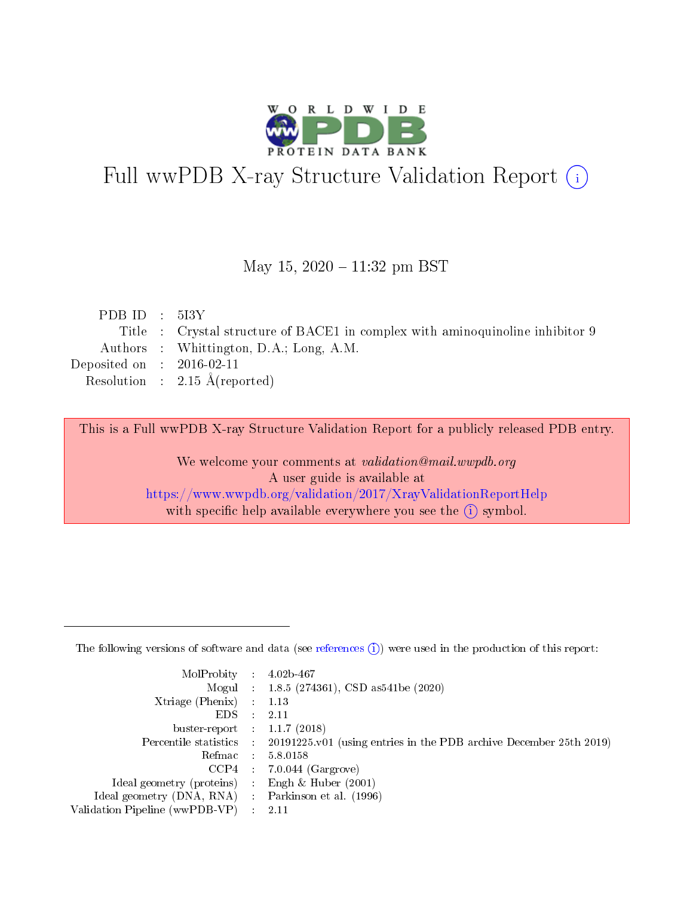# Full wwPDB X-ray Structure Validation Report (i)

May 15, 2020 – 11:32 pm BST

| | | |
|---|---|---|
| PDB ID | : | 5I3Y |
| Title | : | Crystal structure of BACE1 in complex with aminoquinoline inhibitor 9 |
| Authors | : | Whittington, D.A.; Long, A.M. |
| Deposited on | : | 2016-02-11 |
| Resolution | : | 2.15 Å(reported) |

This is a Full wwPDB X-ray Structure Validation Report for a publicly released PDB entry.

We welcome your comments at *validation@mail.wwpdb.org*
A user guide is available at
https://www.wwpdb.org/validation/2017/XrayValidationReportHelp
with specific help available everywhere you see the (i) symbol.

---

The following versions of software and data (see references (i)) were used in the production of this report:

| | | |
|---|---|---|
| MolProbity | : | 4.02b-467 |
| Mogul | : | 1.8.5 (274361), CSD as541be (2020) |
| Xtriage (Phenix) | : | 1.13 |
| EDS | : | 2.11 |
| buster-report | : | 1.1.7 (2018) |
| Percentile statistics | : | 20191225.v01 (using entries in the PDB archive December 25th 2019) |
| Refmac | : | 5.8.0158 |
| CCP4 | : | 7.0.044 (Gargrove) |
| Ideal geometry (proteins) | : | Engh & Huber (2001) |
| Ideal geometry (DNA, RNA) | : | Parkinson et al. (1996) |
| Validation Pipeline (wwPDB-VP) | : | 2.11 |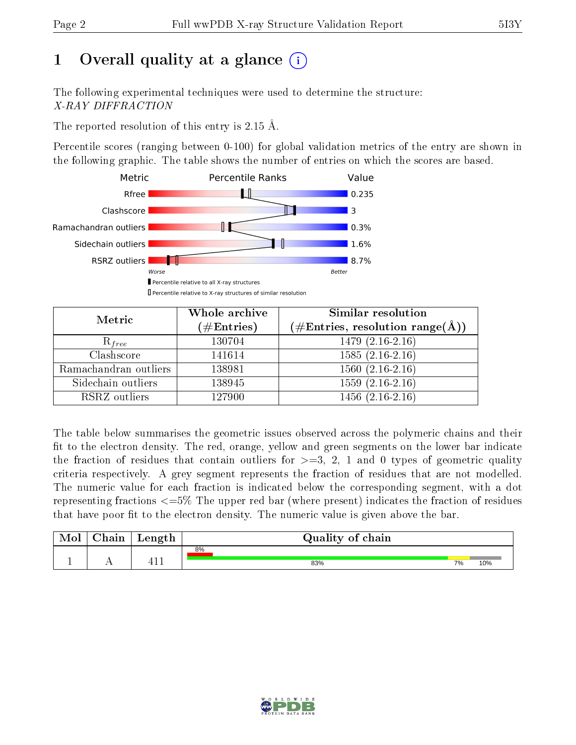# 1 Overall quality at a glance

The following experimental techniques were used to determine the structure:
*X-RAY DIFFRACTION*

The reported resolution of this entry is 2.15 Å.

Percentile scores (ranging between 0-100) for global validation metrics of the entry are shown in the following graphic. The table shows the number of entries on which the scores are based.

| Metric | Value |
|---|---|
| Rfree | 0.235 |
| Clashscore | 3 |
| Ramachandran outliers | 0.3% |
| Sidechain outliers | 1.6% |
| RSRZ outliers | 8.7% |

| Metric | Whole archive (#Entries) | Similar resolution (#Entries, resolution range(Å)) |
|---|---|---|
| $R_{free}$ | 130704 | 1479 (2.16-2.16) |
| Clashscore | 141614 | 1585 (2.16-2.16) |
| Ramachandran outliers | 138981 | 1560 (2.16-2.16) |
| Sidechain outliers | 138945 | 1559 (2.16-2.16) |
| RSRZ outliers | 127900 | 1456 (2.16-2.16) |

The table below summarises the geometric issues observed across the polymeric chains and their fit to the electron density. The red, orange, yellow and green segments on the lower bar indicate the fraction of residues that contain outliers for >=3, 2, 1 and 0 types of geometric quality criteria respectively. A grey segment represents the fraction of residues that are not modelled. The numeric value for each fraction is indicated below the corresponding segment, with a dot representing fractions <=5% The upper red bar (where present) indicates the fraction of residues that have poor fit to the electron density. The numeric value is given above the bar.

| Mol | Chain | Length | Quality of chain |
|---|---|---|---|
| 1 | A | 411 | 8% (poor fit); 83%, 7%, 10% |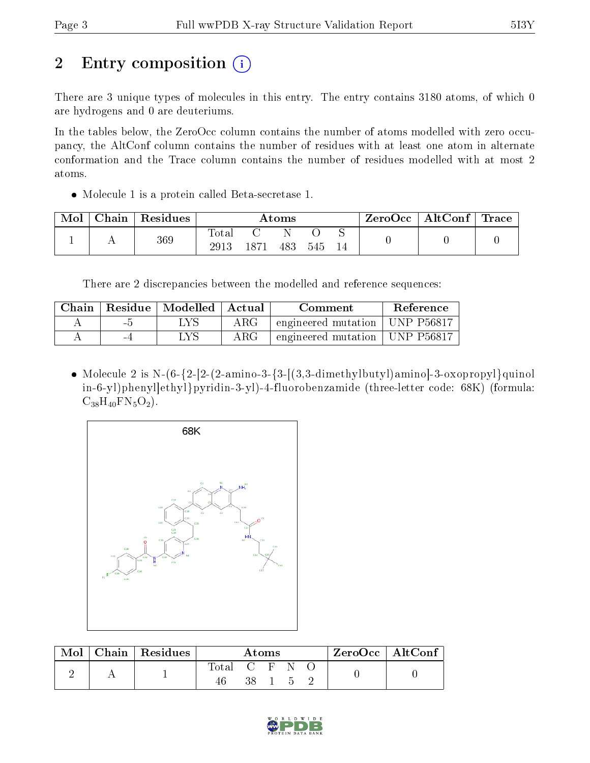# 2 Entry composition (i)

There are 3 unique types of molecules in this entry. The entry contains 3180 atoms, of which 0 are hydrogens and 0 are deuteriums.

In the tables below, the ZeroOcc column contains the number of atoms modelled with zero occupancy, the AltConf column contains the number of residues with at least one atom in alternate conformation and the Trace column contains the number of residues modelled with at most 2 atoms.

- Molecule 1 is a protein called Beta-secretase 1.

| Mol | Chain | Residues | Atoms | | | | | ZeroOcc | AltConf | Trace |
|---|---|---|---|---|---|---|---|---|---|---|
| 1 | A | 369 | Total | C | N | O | S | 0 | 0 | 0 |
| | | | 2913 | 1871 | 483 | 545 | 14 | | | |

There are 2 discrepancies between the modelled and reference sequences:

| Chain | Residue | Modelled | Actual | Comment | Reference |
|---|---|---|---|---|---|
| A | -5 | LYS | ARG | engineered mutation | UNP P56817 |
| A | -4 | LYS | ARG | engineered mutation | UNP P56817 |

- Molecule 2 is N-(6-{2-[2-(2-amino-3-{3-[(3,3-dimethylbutyl)amino]-3-oxopropyl}quinolin-6-yl)phenyl]ethyl}pyridin-3-yl)-4-fluorobenzamide (three-letter code: 68K) (formula: $C_{38}H_{40}FN_5O_2$).

| Mol | Chain | Residues | Atoms | | | | | ZeroOcc | AltConf |
|---|---|---|---|---|---|---|---|---|---|
| 2 | A | 1 | Total | C | F | N | O | 0 | 0 |
| | | | 46 | 38 | 1 | 5 | 2 | | |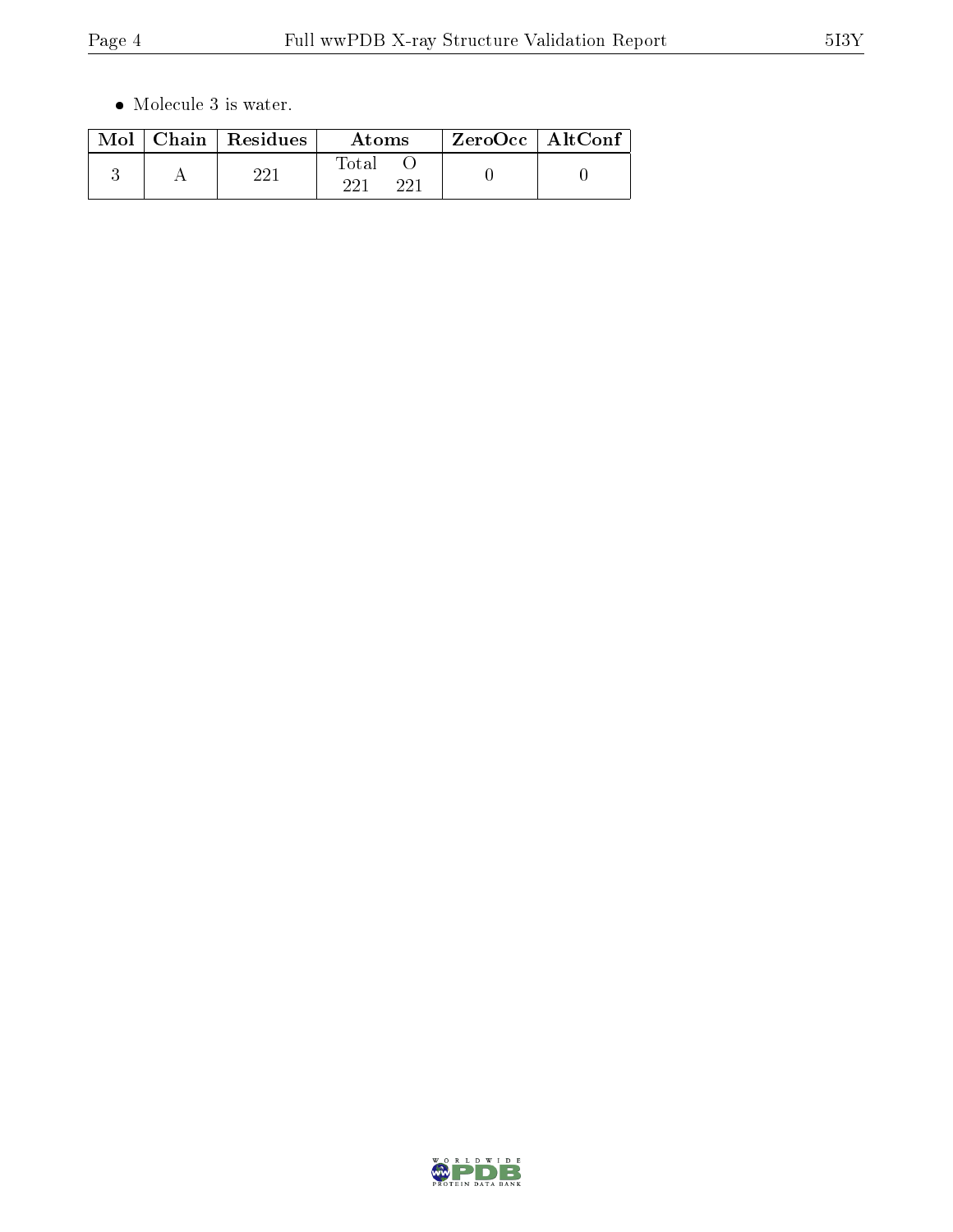- Molecule 3 is water.

| Mol | Chain | Residues | Atoms | | ZeroOcc | AltConf |
|---|---|---|---|---|---|---|
| | | | Total | O | | |
| 3 | A | 221 | 221 | 221 | 0 | 0 |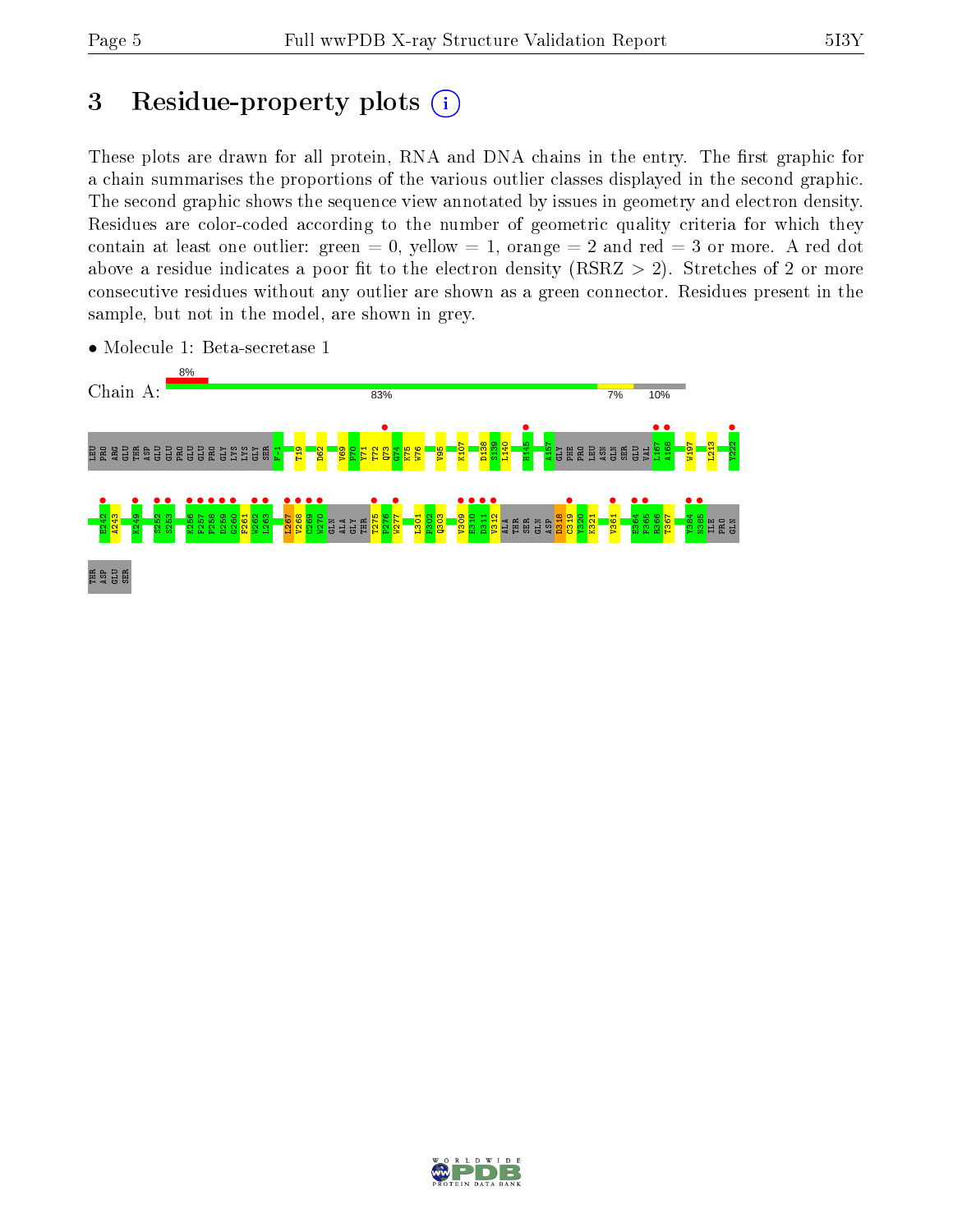# 3 Residue-property plots

These plots are drawn for all protein, RNA and DNA chains in the entry. The first graphic for a chain summarises the proportions of the various outlier classes displayed in the second graphic. The second graphic shows the sequence view annotated by issues in geometry and electron density. Residues are color-coded according to the number of geometric quality criteria for which they contain at least one outlier: green = 0, yellow = 1, orange = 2 and red = 3 or more. A red dot above a residue indicates a poor fit to the electron density (RSRZ > 2). Stretches of 2 or more consecutive residues without any outlier are shown as a green connector. Residues present in the sample, but not in the model, are shown in grey.

- Molecule 1: Beta-secretase 1

Chain A: 8% | 83% | 7% | 10%

LEU PRO ARG GLU THR ASP GLU GLU PRO GLU GLU PRO GLY LYS LYS GLY SER F-1 T19 D62 V69 P70 Y71 T72 Q73 G74 K75 W76 V95 K107 D138 S139 I140 H145 A157 GLY PHE PRO LEU ASN GLN SER GLU VAL L167 A168 W197 L213 Y222

E242 A243 K249 S252 S253 K256 F257 P258 D259 G260 F261 W262 L263 L267 V268 C269 W270 GLN ALA GLY THR T275 P276 W277 L301 P302 Q303 V309 E310 D311 V312 ALA THR SER GLN ASP D318 C319 V320 K321 V361 E364 F365 R366 T367 Y384 N385 ILE PRO GLN

THR ASP GLU SER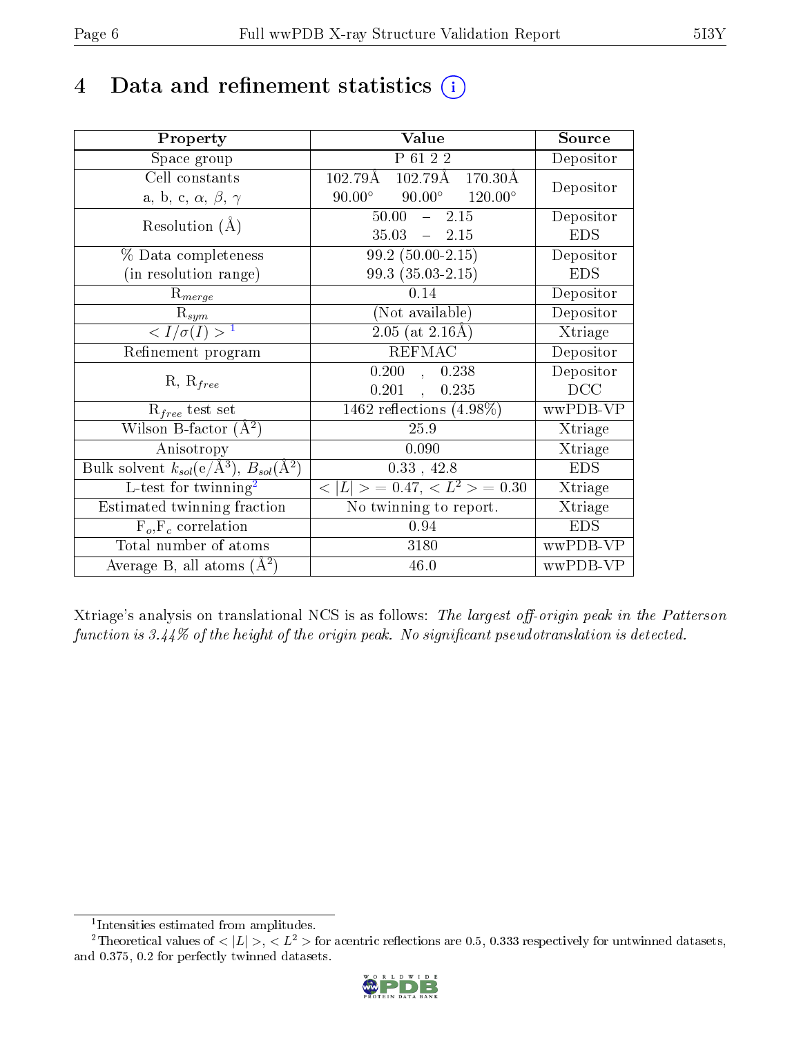# 4 Data and refinement statistics (i)

| Property | Value | Source |
|---|---|---|
| Space group | P 61 2 2 | Depositor |
| Cell constants<br>a, b, c, $\alpha$, $\beta$, $\gamma$ | 102.79Å 102.79Å 170.30Å<br>90.00° 90.00° 120.00° | Depositor |
| Resolution (Å) | 50.00 – 2.15<br>35.03 – 2.15 | Depositor<br>EDS |
| % Data completeness<br>(in resolution range) | 99.2 (50.00-2.15)<br>99.3 (35.03-2.15) | Depositor<br>EDS |
| $R_{merge}$ | 0.14 | Depositor |
| $R_{sym}$ | (Not available) | Depositor |
| $< I/\sigma(I) >$ [1] | 2.05 (at 2.16Å) | Xtriage |
| Refinement program | REFMAC | Depositor |
| R, $R_{free}$ | 0.200 , 0.238<br>0.201 , 0.235 | Depositor<br>DCC |
| $R_{free}$ test set | 1462 reflections (4.98%) | wwPDB-VP |
| Wilson B-factor (Å$^2$) | 25.9 | Xtriage |
| Anisotropy | 0.090 | Xtriage |
| Bulk solvent $k_{sol}$(e/Å$^3$), $B_{sol}$(Å$^2$) | 0.33 , 42.8 | EDS |
| L-test for twinning[2] | $< \|L\| > = 0.47$, $< L^2 > = 0.30$ | Xtriage |
| Estimated twinning fraction | No twinning to report. | Xtriage |
| $F_o$,$F_c$ correlation | 0.94 | EDS |
| Total number of atoms | 3180 | wwPDB-VP |
| Average B, all atoms (Å$^2$) | 46.0 | wwPDB-VP |

Xtriage's analysis on translational NCS is as follows: *The largest off-origin peak in the Patterson function is 3.44% of the height of the origin peak. No significant pseudotranslation is detected.*

[1] Intensities estimated from amplitudes.

[2] Theoretical values of $< |L| >$, $< L^2 >$ for acentric reflections are 0.5, 0.333 respectively for untwinned datasets, and 0.375, 0.2 for perfectly twinned datasets.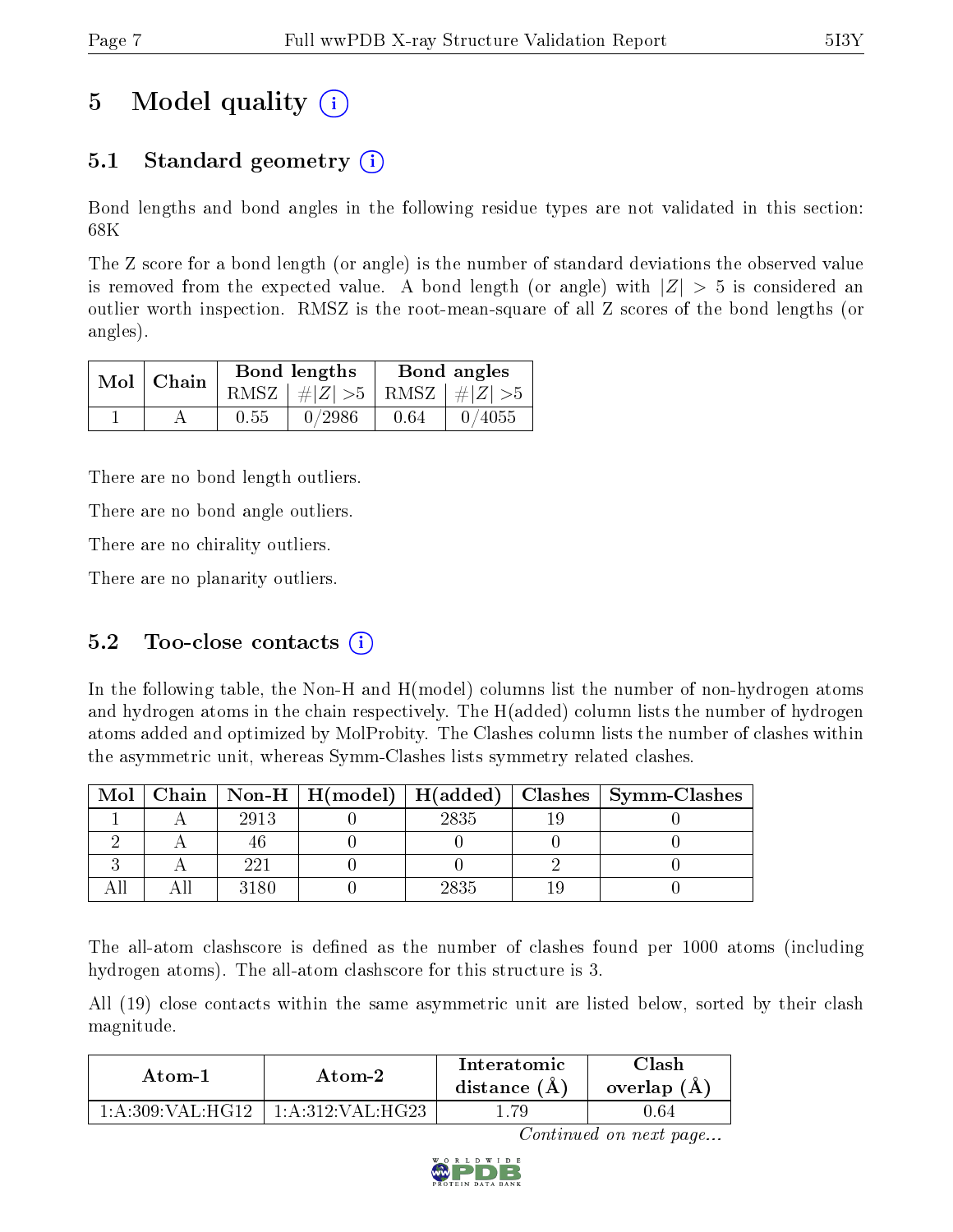# 5 Model quality (i)

## 5.1 Standard geometry (i)

Bond lengths and bond angles in the following residue types are not validated in this section: 68K

The Z score for a bond length (or angle) is the number of standard deviations the observed value is removed from the expected value. A bond length (or angle) with $|Z| > 5$ is considered an outlier worth inspection. RMSZ is the root-mean-square of all Z scores of the bond lengths (or angles).

| Mol | Chain | Bond lengths | | Bond angles | |
|---|---|---|---|---|---|
| | | RMSZ | $\#\|Z\| > 5$ | RMSZ | $\#\|Z\| > 5$ |
| 1 | A | 0.55 | 0/2986 | 0.64 | 0/4055 |

There are no bond length outliers.

There are no bond angle outliers.

There are no chirality outliers.

There are no planarity outliers.

## 5.2 Too-close contacts (i)

In the following table, the Non-H and H(model) columns list the number of non-hydrogen atoms and hydrogen atoms in the chain respectively. The H(added) column lists the number of hydrogen atoms added and optimized by MolProbity. The Clashes column lists the number of clashes within the asymmetric unit, whereas Symm-Clashes lists symmetry related clashes.

| Mol | Chain | Non-H | H(model) | H(added) | Clashes | Symm-Clashes |
|---|---|---|---|---|---|---|
| 1 | A | 2913 | 0 | 2835 | 19 | 0 |
| 2 | A | 46 | 0 | 0 | 0 | 0 |
| 3 | A | 221 | 0 | 0 | 2 | 0 |
| All | All | 3180 | 0 | 2835 | 19 | 0 |

The all-atom clashscore is defined as the number of clashes found per 1000 atoms (including hydrogen atoms). The all-atom clashscore for this structure is 3.

All (19) close contacts within the same asymmetric unit are listed below, sorted by their clash magnitude.

| Atom-1 | Atom-2 | Interatomic distance (Å) | Clash overlap (Å) |
|---|---|---|---|
| 1:A:309:VAL:HG12 | 1:A:312:VAL:HG23 | 1.79 | 0.64 |

*Continued on next page...*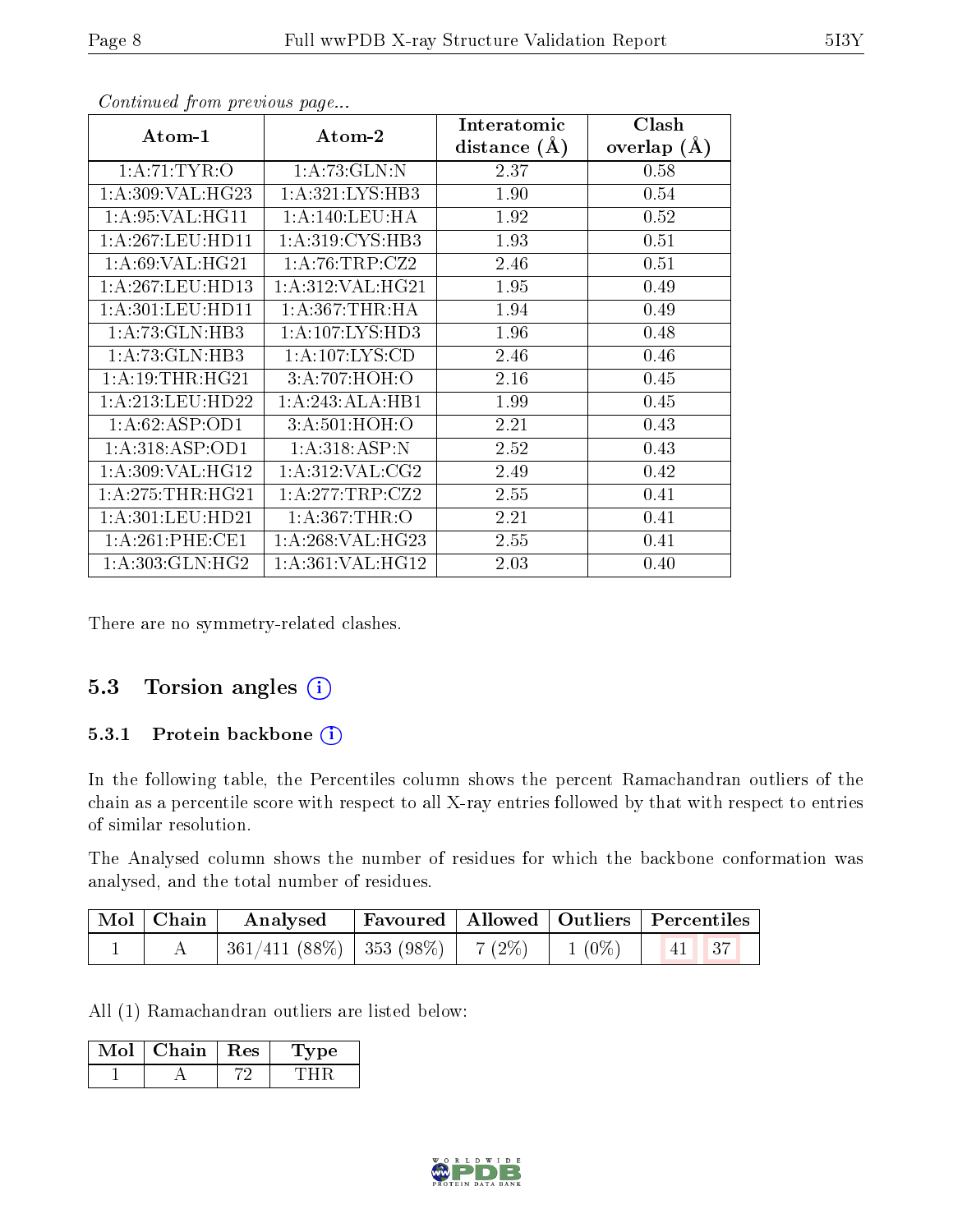*Continued from previous page...*

| Atom-1 | Atom-2 | Interatomic distance (Å) | Clash overlap (Å) |
|---|---|---|---|
| 1:A:71:TYR:O | 1:A:73:GLN:N | 2.37 | 0.58 |
| 1:A:309:VAL:HG23 | 1:A:321:LYS:HB3 | 1.90 | 0.54 |
| 1:A:95:VAL:HG11 | 1:A:140:LEU:HA | 1.92 | 0.52 |
| 1:A:267:LEU:HD11 | 1:A:319:CYS:HB3 | 1.93 | 0.51 |
| 1:A:69:VAL:HG21 | 1:A:76:TRP:CZ2 | 2.46 | 0.51 |
| 1:A:267:LEU:HD13 | 1:A:312:VAL:HG21 | 1.95 | 0.49 |
| 1:A:301:LEU:HD11 | 1:A:367:THR:HA | 1.94 | 0.49 |
| 1:A:73:GLN:HB3 | 1:A:107:LYS:HD3 | 1.96 | 0.48 |
| 1:A:73:GLN:HB3 | 1:A:107:LYS:CD | 2.46 | 0.46 |
| 1:A:19:THR:HG21 | 3:A:707:HOH:O | 2.16 | 0.45 |
| 1:A:213:LEU:HD22 | 1:A:243:ALA:HB1 | 1.99 | 0.45 |
| 1:A:62:ASP:OD1 | 3:A:501:HOH:O | 2.21 | 0.43 |
| 1:A:318:ASP:OD1 | 1:A:318:ASP:N | 2.52 | 0.43 |
| 1:A:309:VAL:HG12 | 1:A:312:VAL:CG2 | 2.49 | 0.42 |
| 1:A:275:THR:HG21 | 1:A:277:TRP:CZ2 | 2.55 | 0.41 |
| 1:A:301:LEU:HD21 | 1:A:367:THR:O | 2.21 | 0.41 |
| 1:A:261:PHE:CE1 | 1:A:268:VAL:HG23 | 2.55 | 0.41 |
| 1:A:303:GLN:HG2 | 1:A:361:VAL:HG12 | 2.03 | 0.40 |

There are no symmetry-related clashes.

## 5.3 Torsion angles

### 5.3.1 Protein backbone

In the following table, the Percentiles column shows the percent Ramachandran outliers of the chain as a percentile score with respect to all X-ray entries followed by that with respect to entries of similar resolution.

The Analysed column shows the number of residues for which the backbone conformation was analysed, and the total number of residues.

| Mol | Chain | Analysed | Favoured | Allowed | Outliers | Percentiles | |
|---|---|---|---|---|---|---|---|
| 1 | A | 361/411 (88%) | 353 (98%) | 7 (2%) | 1 (0%) | 41 | 37 |

All (1) Ramachandran outliers are listed below:

| Mol | Chain | Res | Type |
|---|---|---|---|
| 1 | A | 72 | THR |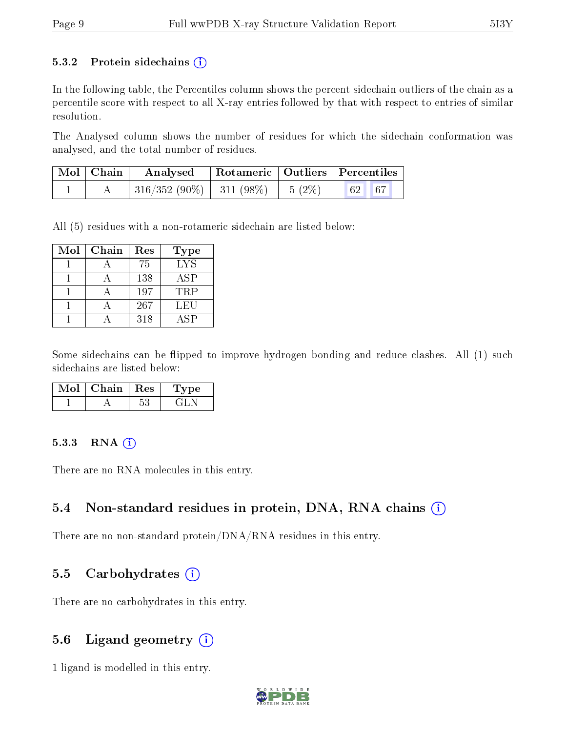#### 5.3.2 Protein sidechains (i)

In the following table, the Percentiles column shows the percent sidechain outliers of the chain as a percentile score with respect to all X-ray entries followed by that with respect to entries of similar resolution.

The Analysed column shows the number of residues for which the sidechain conformation was analysed, and the total number of residues.

| Mol | Chain | Analysed | Rotameric | Outliers | Percentiles | |
|---|---|---|---|---|---|---|
| 1 | A | 316/352 (90%) | 311 (98%) | 5 (2%) | 62 | 67 |

All (5) residues with a non-rotameric sidechain are listed below:

| Mol | Chain | Res | Type |
|---|---|---|---|
| 1 | A | 75 | LYS |
| 1 | A | 138 | ASP |
| 1 | A | 197 | TRP |
| 1 | A | 267 | LEU |
| 1 | A | 318 | ASP |

Some sidechains can be flipped to improve hydrogen bonding and reduce clashes. All (1) such sidechains are listed below:

| Mol | Chain | Res | Type |
|---|---|---|---|
| 1 | A | 53 | GLN |

#### 5.3.3 RNA (i)

There are no RNA molecules in this entry.

### 5.4 Non-standard residues in protein, DNA, RNA chains (i)

There are no non-standard protein/DNA/RNA residues in this entry.

### 5.5 Carbohydrates (i)

There are no carbohydrates in this entry.

### 5.6 Ligand geometry (i)

1 ligand is modelled in this entry.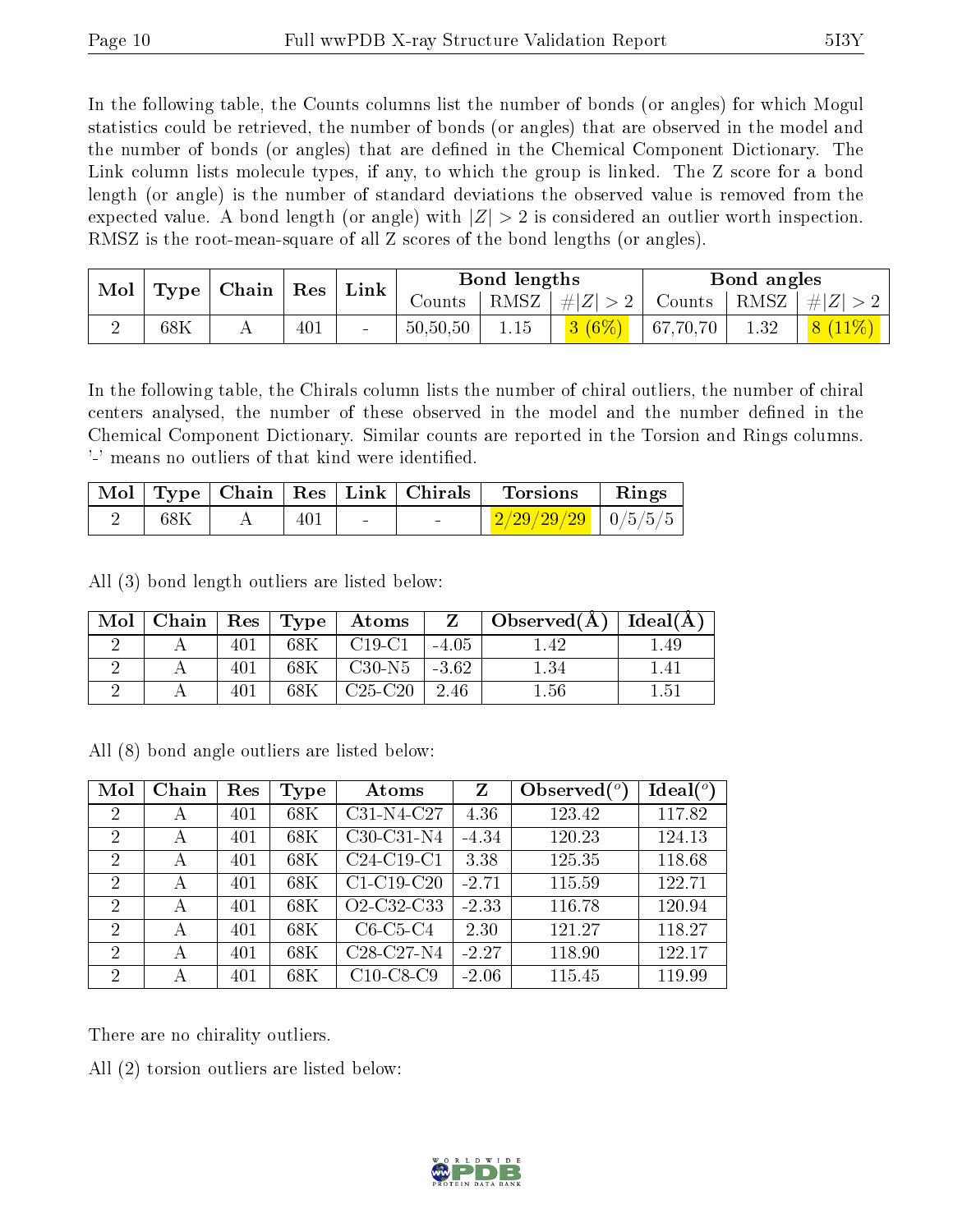In the following table, the Counts columns list the number of bonds (or angles) for which Mogul statistics could be retrieved, the number of bonds (or angles) that are observed in the model and the number of bonds (or angles) that are defined in the Chemical Component Dictionary. The Link column lists molecule types, if any, to which the group is linked. The Z score for a bond length (or angle) is the number of standard deviations the observed value is removed from the expected value. A bond length (or angle) with $|Z| > 2$ is considered an outlier worth inspection. RMSZ is the root-mean-square of all Z scores of the bond lengths (or angles).

| Mol | Type | Chain | Res | Link | Bond lengths | | | Bond angles | | |
|---|---|---|---|---|---|---|---|---|---|---|
| | | | | | Counts | RMSZ | $\#\|Z\| > 2$ | Counts | RMSZ | $\#\|Z\| > 2$ |
| 2 | 68K | A | 401 | - | 50,50,50 | 1.15 | 3 (6%) | 67,70,70 | 1.32 | 8 (11%) |

In the following table, the Chirals column lists the number of chiral outliers, the number of chiral centers analysed, the number of these observed in the model and the number defined in the Chemical Component Dictionary. Similar counts are reported in the Torsion and Rings columns. '-' means no outliers of that kind were identified.

| Mol | Type | Chain | Res | Link | Chirals | Torsions | Rings |
|---|---|---|---|---|---|---|---|
| 2 | 68K | A | 401 | - | - | 2/29/29/29 | 0/5/5/5 |

All (3) bond length outliers are listed below:

| Mol | Chain | Res | Type | Atoms | Z | Observed(Å) | Ideal(Å) |
|---|---|---|---|---|---|---|---|
| 2 | A | 401 | 68K | C19-C1 | -4.05 | 1.42 | 1.49 |
| 2 | A | 401 | 68K | C30-N5 | -3.62 | 1.34 | 1.41 |
| 2 | A | 401 | 68K | C25-C20 | 2.46 | 1.56 | 1.51 |

All (8) bond angle outliers are listed below:

| Mol | Chain | Res | Type | Atoms | Z | Observed($^o$) | Ideal($^o$) |
|---|---|---|---|---|---|---|---|
| 2 | A | 401 | 68K | C31-N4-C27 | 4.36 | 123.42 | 117.82 |
| 2 | A | 401 | 68K | C30-C31-N4 | -4.34 | 120.23 | 124.13 |
| 2 | A | 401 | 68K | C24-C19-C1 | 3.38 | 125.35 | 118.68 |
| 2 | A | 401 | 68K | C1-C19-C20 | -2.71 | 115.59 | 122.71 |
| 2 | A | 401 | 68K | O2-C32-C33 | -2.33 | 116.78 | 120.94 |
| 2 | A | 401 | 68K | C6-C5-C4 | 2.30 | 121.27 | 118.27 |
| 2 | A | 401 | 68K | C28-C27-N4 | -2.27 | 118.90 | 122.17 |
| 2 | A | 401 | 68K | C10-C8-C9 | -2.06 | 115.45 | 119.99 |

There are no chirality outliers.

All (2) torsion outliers are listed below: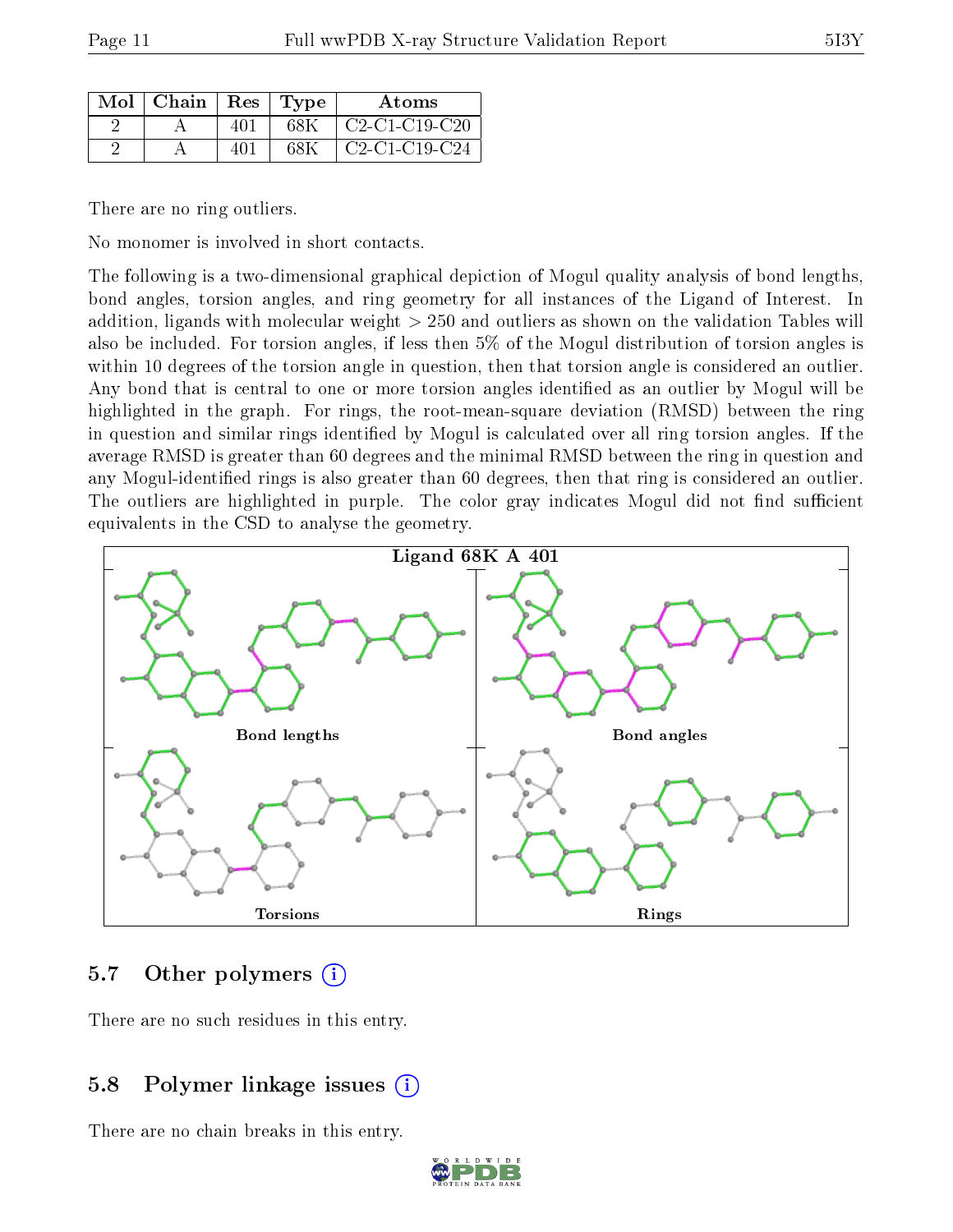| Mol | Chain | Res | Type | Atoms |
|---|---|---|---|---|
| 2 | A | 401 | 68K | C2-C1-C19-C20 |
| 2 | A | 401 | 68K | C2-C1-C19-C24 |

There are no ring outliers.

No monomer is involved in short contacts.

The following is a two-dimensional graphical depiction of Mogul quality analysis of bond lengths, bond angles, torsion angles, and ring geometry for all instances of the Ligand of Interest. In addition, ligands with molecular weight > 250 and outliers as shown on the validation Tables will also be included. For torsion angles, if less then 5% of the Mogul distribution of torsion angles is within 10 degrees of the torsion angle in question, then that torsion angle is considered an outlier. Any bond that is central to one or more torsion angles identified as an outlier by Mogul will be highlighted in the graph. For rings, the root-mean-square deviation (RMSD) between the ring in question and similar rings identified by Mogul is calculated over all ring torsion angles. If the average RMSD is greater than 60 degrees and the minimal RMSD between the ring in question and any Mogul-identified rings is also greater than 60 degrees, then that ring is considered an outlier. The outliers are highlighted in purple. The color gray indicates Mogul did not find sufficient equivalents in the CSD to analyse the geometry.

Ligand 68K A 401

Bond lengths

Bond angles

Torsions

Rings

## 5.7 Other polymers

There are no such residues in this entry.

## 5.8 Polymer linkage issues

There are no chain breaks in this entry.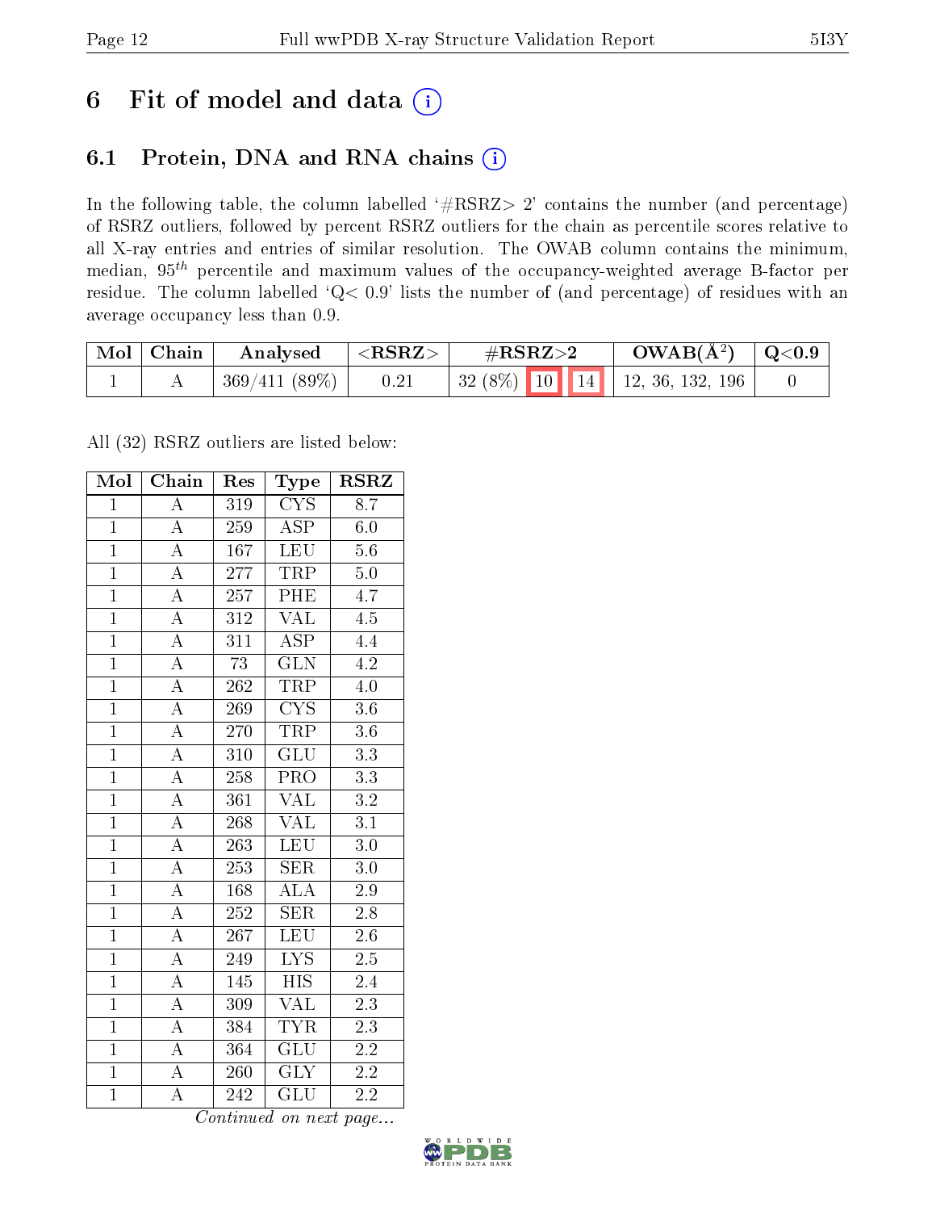# 6 Fit of model and data

## 6.1 Protein, DNA and RNA chains

In the following table, the column labelled '#RSRZ> 2' contains the number (and percentage) of RSRZ outliers, followed by percent RSRZ outliers for the chain as percentile scores relative to all X-ray entries and entries of similar resolution. The OWAB column contains the minimum, median, $95^{th}$ percentile and maximum values of the occupancy-weighted average B-factor per residue. The column labelled 'Q< 0.9' lists the number of (and percentage) of residues with an average occupancy less than 0.9.

| Mol | Chain | Analysed | <RSRZ> | #RSRZ>2 | | | OWAB(Å$^2$) | Q<0.9 |
|---|---|---|---|---|---|---|---|---|
| 1 | A | 369/411 (89%) | 0.21 | 32 (8%) | 10 | 14 | 12, 36, 132, 196 | 0 |

All (32) RSRZ outliers are listed below:

| Mol | Chain | Res | Type | RSRZ |
|---|---|---|---|---|
| 1 | A | 319 | CYS | 8.7 |
| 1 | A | 259 | ASP | 6.0 |
| 1 | A | 167 | LEU | 5.6 |
| 1 | A | 277 | TRP | 5.0 |
| 1 | A | 257 | PHE | 4.7 |
| 1 | A | 312 | VAL | 4.5 |
| 1 | A | 311 | ASP | 4.4 |
| 1 | A | 73 | GLN | 4.2 |
| 1 | A | 262 | TRP | 4.0 |
| 1 | A | 269 | CYS | 3.6 |
| 1 | A | 270 | TRP | 3.6 |
| 1 | A | 310 | GLU | 3.3 |
| 1 | A | 258 | PRO | 3.3 |
| 1 | A | 361 | VAL | 3.2 |
| 1 | A | 268 | VAL | 3.1 |
| 1 | A | 263 | LEU | 3.0 |
| 1 | A | 253 | SER | 3.0 |
| 1 | A | 168 | ALA | 2.9 |
| 1 | A | 252 | SER | 2.8 |
| 1 | A | 267 | LEU | 2.6 |
| 1 | A | 249 | LYS | 2.5 |
| 1 | A | 145 | HIS | 2.4 |
| 1 | A | 309 | VAL | 2.3 |
| 1 | A | 384 | TYR | 2.3 |
| 1 | A | 364 | GLU | 2.2 |
| 1 | A | 260 | GLY | 2.2 |
| 1 | A | 242 | GLU | 2.2 |

*Continued on next page...*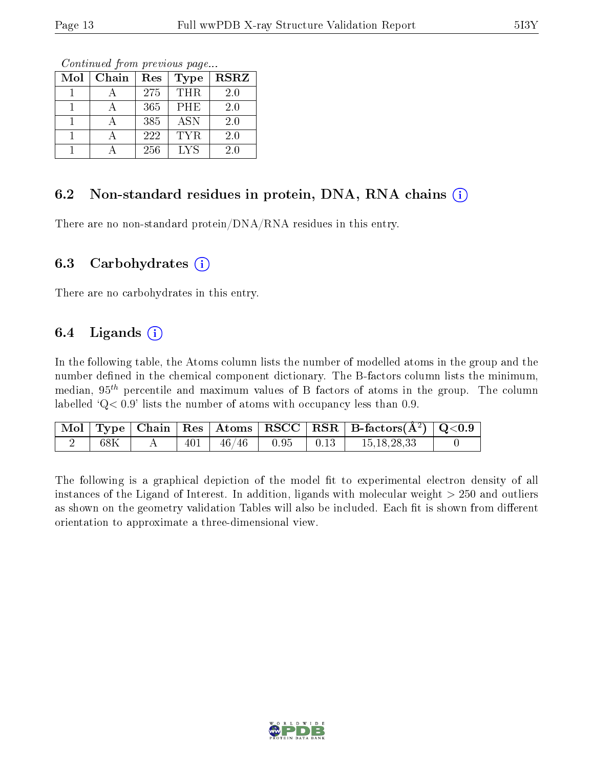*Continued from previous page...*

| Mol | Chain | Res | Type | RSRZ |
|---|---|---|---|---|
| 1 | A | 275 | THR | 2.0 |
| 1 | A | 365 | PHE | 2.0 |
| 1 | A | 385 | ASN | 2.0 |
| 1 | A | 222 | TYR | 2.0 |
| 1 | A | 256 | LYS | 2.0 |

## 6.2 Non-standard residues in protein, DNA, RNA chains

There are no non-standard protein/DNA/RNA residues in this entry.

## 6.3 Carbohydrates

There are no carbohydrates in this entry.

## 6.4 Ligands

In the following table, the Atoms column lists the number of modelled atoms in the group and the number defined in the chemical component dictionary. The B-factors column lists the minimum, median, $95^{th}$ percentile and maximum values of B factors of atoms in the group. The column labelled 'Q< 0.9' lists the number of atoms with occupancy less than 0.9.

| Mol | Type | Chain | Res | Atoms | RSCC | RSR | B-factors(Å$^2$) | Q<0.9 |
|---|---|---|---|---|---|---|---|---|
| 2 | 68K | A | 401 | 46/46 | 0.95 | 0.13 | 15,18,28,33 | 0 |

The following is a graphical depiction of the model fit to experimental electron density of all instances of the Ligand of Interest. In addition, ligands with molecular weight > 250 and outliers as shown on the geometry validation Tables will also be included. Each fit is shown from different orientation to approximate a three-dimensional view.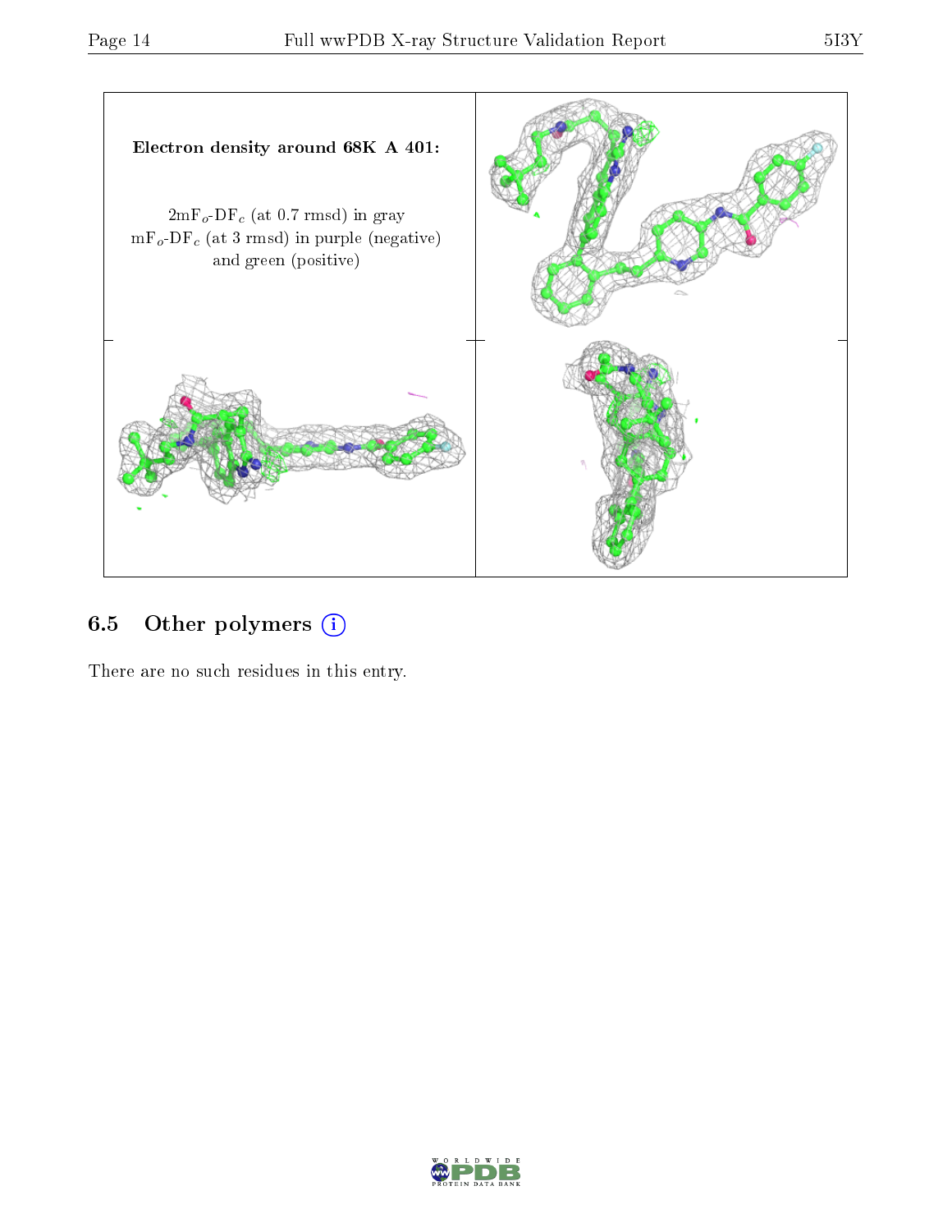**Electron density around 68K A 401:**

$2mF_o$-$DF_c$ (at 0.7 rmsd) in gray
$mF_o$-$DF_c$ (at 3 rmsd) in purple (negative)
and green (positive)

## 6.5 Other polymers

There are no such residues in this entry.